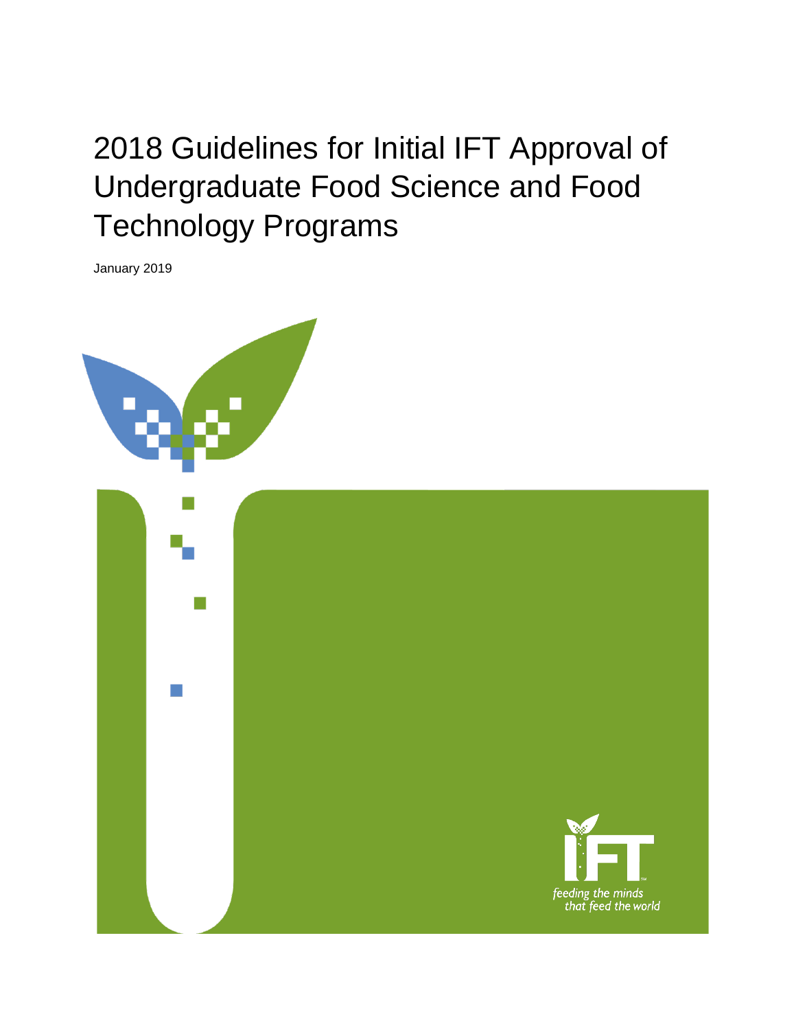# 2018 Guidelines for Initial IFT Approval of Undergraduate Food Science and Food Technology Programs

January 2019

IFT

*feeding the minds that feed the world*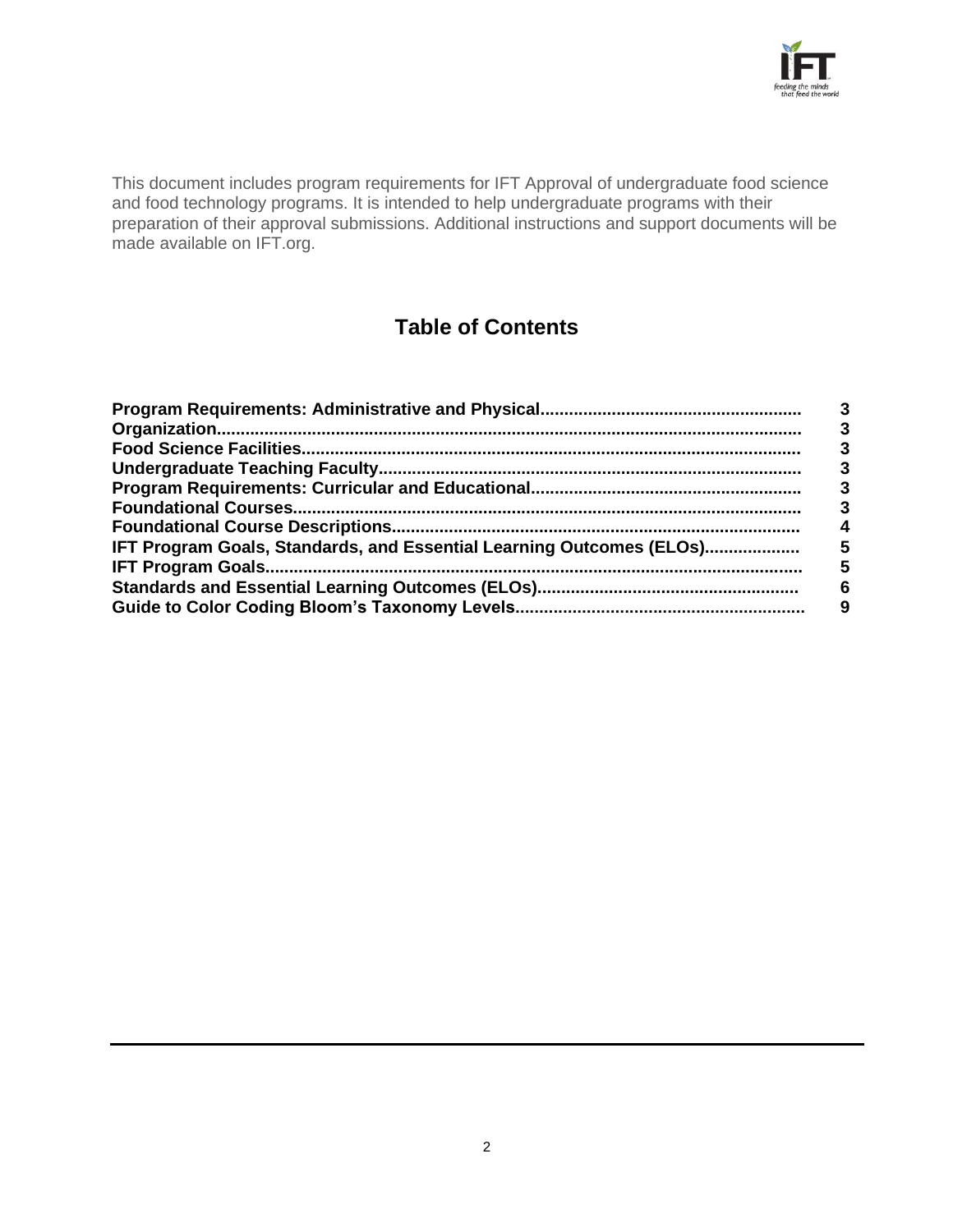This document includes program requirements for IFT Approval of undergraduate food science and food technology programs. It is intended to help undergraduate programs with their preparation of their approval submissions. Additional instructions and support documents will be made available on IFT.org.

## Table of Contents

| | |
|---|---|
| **Program Requirements: Administrative and Physical** | **3** |
| **Organization** | **3** |
| **Food Science Facilities** | **3** |
| **Undergraduate Teaching Faculty** | **3** |
| **Program Requirements: Curricular and Educational** | **3** |
| **Foundational Courses** | **3** |
| **Foundational Course Descriptions** | **4** |
| **IFT Program Goals, Standards, and Essential Learning Outcomes (ELOs)** | **5** |
| **IFT Program Goals** | **5** |
| **Standards and Essential Learning Outcomes (ELOs)** | **6** |
| **Guide to Color Coding Bloom's Taxonomy Levels** | **9** |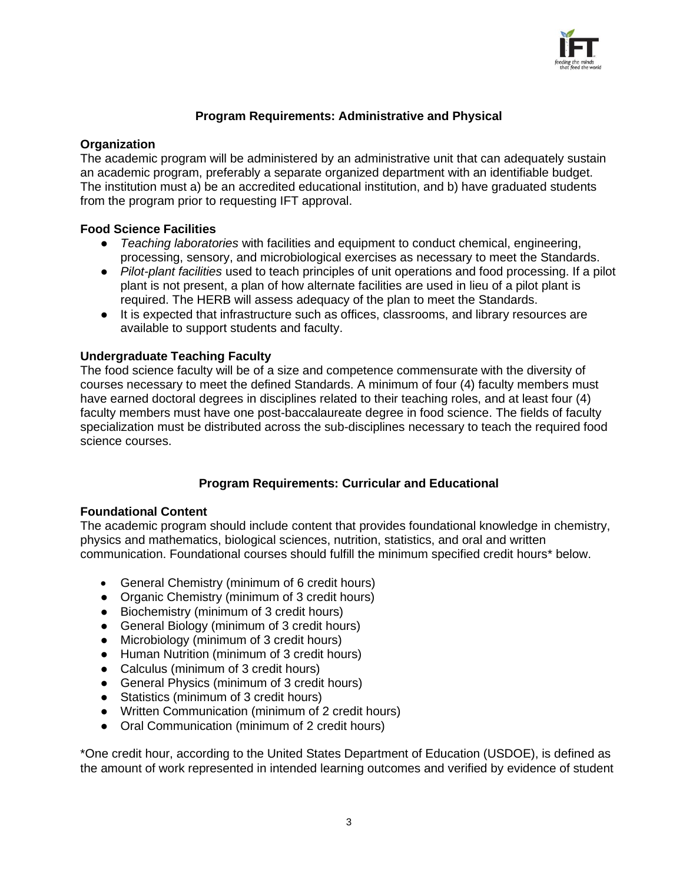## Program Requirements: Administrative and Physical

### Organization

The academic program will be administered by an administrative unit that can adequately sustain an academic program, preferably a separate organized department with an identifiable budget. The institution must a) be an accredited educational institution, and b) have graduated students from the program prior to requesting IFT approval.

### Food Science Facilities

- *Teaching laboratories* with facilities and equipment to conduct chemical, engineering, processing, sensory, and microbiological exercises as necessary to meet the Standards.
- *Pilot-plant facilities* used to teach principles of unit operations and food processing. If a pilot plant is not present, a plan of how alternate facilities are used in lieu of a pilot plant is required. The HERB will assess adequacy of the plan to meet the Standards.
- It is expected that infrastructure such as offices, classrooms, and library resources are available to support students and faculty.

### Undergraduate Teaching Faculty

The food science faculty will be of a size and competence commensurate with the diversity of courses necessary to meet the defined Standards. A minimum of four (4) faculty members must have earned doctoral degrees in disciplines related to their teaching roles, and at least four (4) faculty members must have one post-baccalaureate degree in food science. The fields of faculty specialization must be distributed across the sub-disciplines necessary to teach the required food science courses.

## Program Requirements: Curricular and Educational

### Foundational Content

The academic program should include content that provides foundational knowledge in chemistry, physics and mathematics, biological sciences, nutrition, statistics, and oral and written communication. Foundational courses should fulfill the minimum specified credit hours* below.

- General Chemistry (minimum of 6 credit hours)
- Organic Chemistry (minimum of 3 credit hours)
- Biochemistry (minimum of 3 credit hours)
- General Biology (minimum of 3 credit hours)
- Microbiology (minimum of 3 credit hours)
- Human Nutrition (minimum of 3 credit hours)
- Calculus (minimum of 3 credit hours)
- General Physics (minimum of 3 credit hours)
- Statistics (minimum of 3 credit hours)
- Written Communication (minimum of 2 credit hours)
- Oral Communication (minimum of 2 credit hours)

*One credit hour, according to the United States Department of Education (USDOE), is defined as the amount of work represented in intended learning outcomes and verified by evidence of student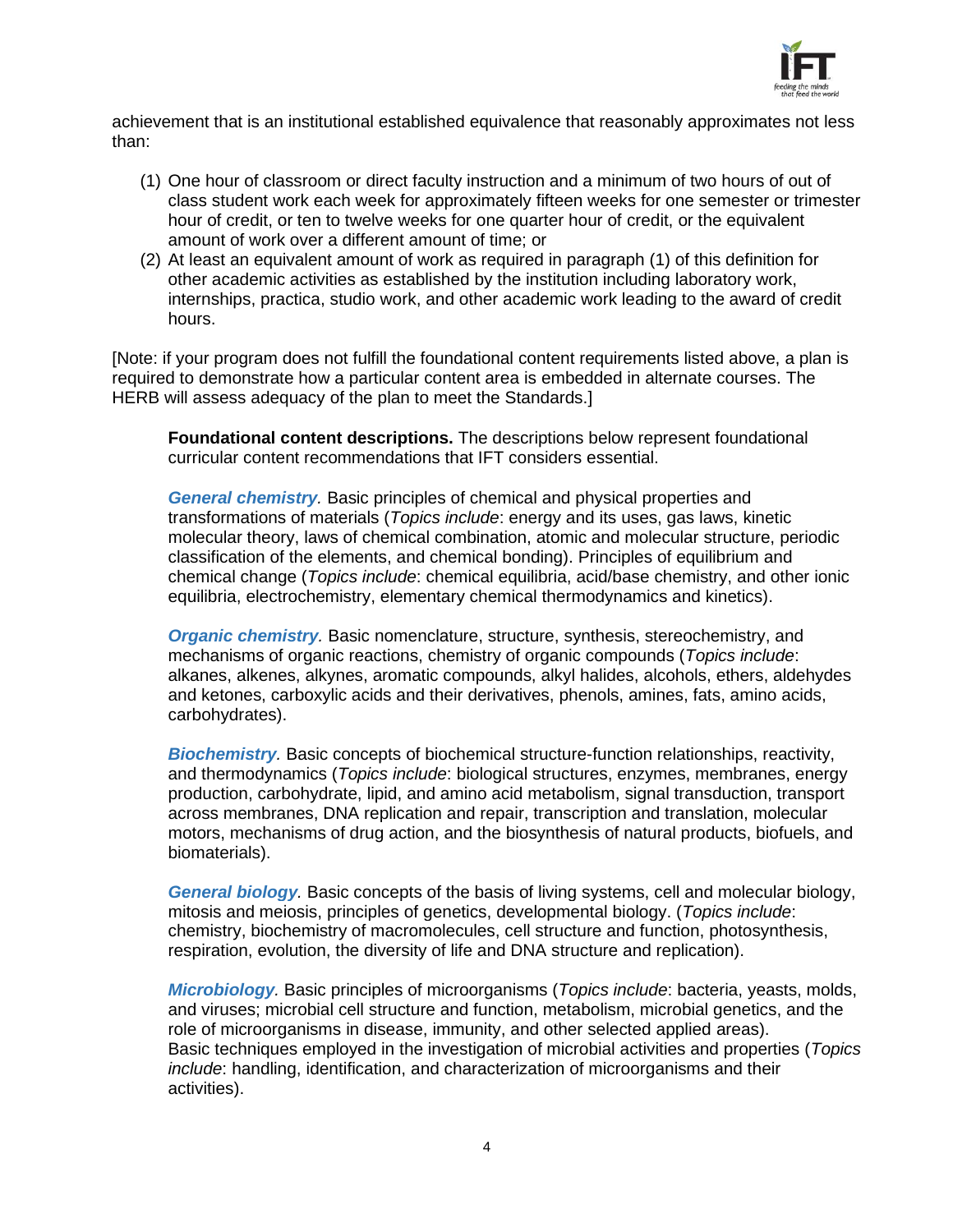achievement that is an institutional established equivalence that reasonably approximates not less than:

(1) One hour of classroom or direct faculty instruction and a minimum of two hours of out of class student work each week for approximately fifteen weeks for one semester or trimester hour of credit, or ten to twelve weeks for one quarter hour of credit, or the equivalent amount of work over a different amount of time; or
(2) At least an equivalent amount of work as required in paragraph (1) of this definition for other academic activities as established by the institution including laboratory work, internships, practica, studio work, and other academic work leading to the award of credit hours.

[Note: if your program does not fulfill the foundational content requirements listed above, a plan is required to demonstrate how a particular content area is embedded in alternate courses. The HERB will assess adequacy of the plan to meet the Standards.]

**Foundational content descriptions.** The descriptions below represent foundational curricular content recommendations that IFT considers essential.

***General chemistry***. Basic principles of chemical and physical properties and transformations of materials (*Topics include*: energy and its uses, gas laws, kinetic molecular theory, laws of chemical combination, atomic and molecular structure, periodic classification of the elements, and chemical bonding). Principles of equilibrium and chemical change (*Topics include*: chemical equilibria, acid/base chemistry, and other ionic equilibria, electrochemistry, elementary chemical thermodynamics and kinetics).

***Organic chemistry***. Basic nomenclature, structure, synthesis, stereochemistry, and mechanisms of organic reactions, chemistry of organic compounds (*Topics include*: alkanes, alkenes, alkynes, aromatic compounds, alkyl halides, alcohols, ethers, aldehydes and ketones, carboxylic acids and their derivatives, phenols, amines, fats, amino acids, carbohydrates).

***Biochemistry***. Basic concepts of biochemical structure-function relationships, reactivity, and thermodynamics (*Topics include*: biological structures, enzymes, membranes, energy production, carbohydrate, lipid, and amino acid metabolism, signal transduction, transport across membranes, DNA replication and repair, transcription and translation, molecular motors, mechanisms of drug action, and the biosynthesis of natural products, biofuels, and biomaterials).

***General biology***. Basic concepts of the basis of living systems, cell and molecular biology, mitosis and meiosis, principles of genetics, developmental biology. (*Topics include*: chemistry, biochemistry of macromolecules, cell structure and function, photosynthesis, respiration, evolution, the diversity of life and DNA structure and replication).

***Microbiology***. Basic principles of microorganisms (*Topics include*: bacteria, yeasts, molds, and viruses; microbial cell structure and function, metabolism, microbial genetics, and the role of microorganisms in disease, immunity, and other selected applied areas). Basic techniques employed in the investigation of microbial activities and properties (*Topics include*: handling, identification, and characterization of microorganisms and their activities).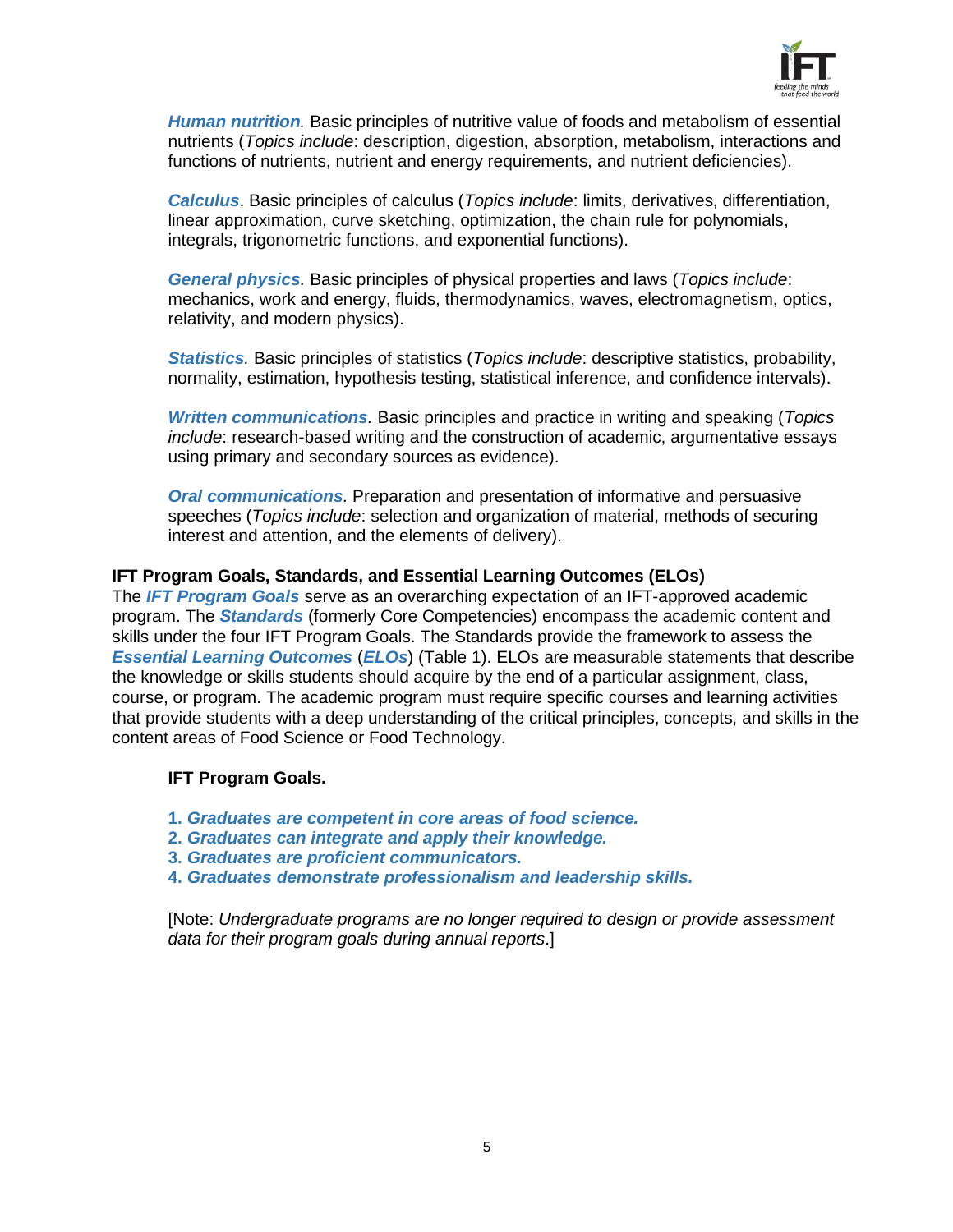***Human nutrition.*** Basic principles of nutritive value of foods and metabolism of essential nutrients (*Topics include*: description, digestion, absorption, metabolism, interactions and functions of nutrients, nutrient and energy requirements, and nutrient deficiencies).

***Calculus***. Basic principles of calculus (*Topics include*: limits, derivatives, differentiation, linear approximation, curve sketching, optimization, the chain rule for polynomials, integrals, trigonometric functions, and exponential functions).

***General physics.*** Basic principles of physical properties and laws (*Topics include*: mechanics, work and energy, fluids, thermodynamics, waves, electromagnetism, optics, relativity, and modern physics).

***Statistics.*** Basic principles of statistics (*Topics include*: descriptive statistics, probability, normality, estimation, hypothesis testing, statistical inference, and confidence intervals).

***Written communications.*** Basic principles and practice in writing and speaking (*Topics include*: research-based writing and the construction of academic, argumentative essays using primary and secondary sources as evidence).

***Oral communications.*** Preparation and presentation of informative and persuasive speeches (*Topics include*: selection and organization of material, methods of securing interest and attention, and the elements of delivery).

**IFT Program Goals, Standards, and Essential Learning Outcomes (ELOs)**

The ***IFT Program Goals*** serve as an overarching expectation of an IFT-approved academic program. The ***Standards*** (formerly Core Competencies) encompass the academic content and skills under the four IFT Program Goals. The Standards provide the framework to assess the ***Essential Learning Outcomes*** (***ELOs***) (Table 1). ELOs are measurable statements that describe the knowledge or skills students should acquire by the end of a particular assignment, class, course, or program. The academic program must require specific courses and learning activities that provide students with a deep understanding of the critical principles, concepts, and skills in the content areas of Food Science or Food Technology.

**IFT Program Goals.**

1. ***Graduates are competent in core areas of food science.***
2. ***Graduates can integrate and apply their knowledge.***
3. ***Graduates are proficient communicators.***
4. ***Graduates demonstrate professionalism and leadership skills.***

[Note: *Undergraduate programs are no longer required to design or provide assessment data for their program goals during annual reports*.]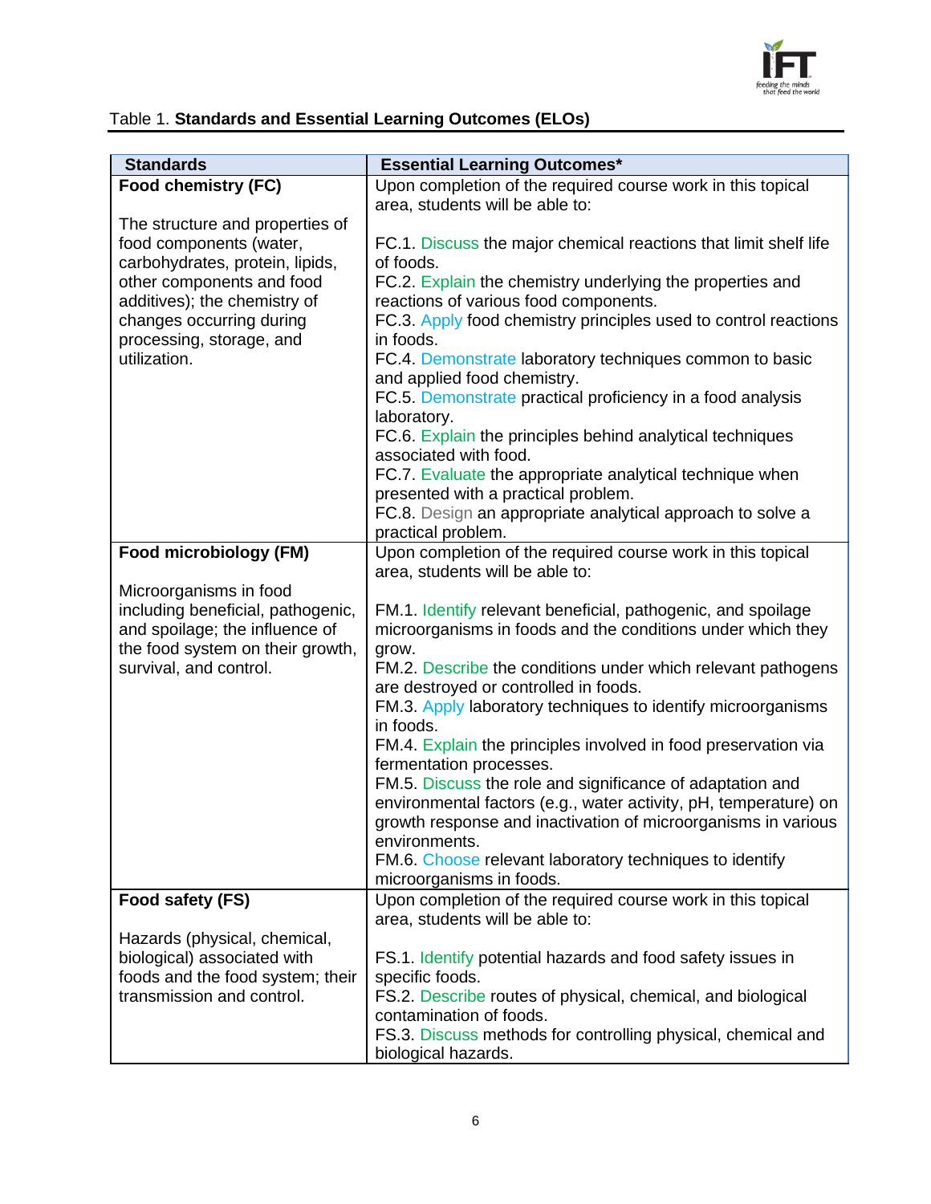Table 1. **Standards and Essential Learning Outcomes (ELOs)**

| Standards | Essential Learning Outcomes* |
|---|---|
| **Food chemistry (FC)**<br><br>The structure and properties of food components (water, carbohydrates, protein, lipids, other components and food additives); the chemistry of changes occurring during processing, storage, and utilization. | Upon completion of the required course work in this topical area, students will be able to:<br><br>FC.1. Discuss the major chemical reactions that limit shelf life of foods.<br>FC.2. Explain the chemistry underlying the properties and reactions of various food components.<br>FC.3. Apply food chemistry principles used to control reactions in foods.<br>FC.4. Demonstrate laboratory techniques common to basic and applied food chemistry.<br>FC.5. Demonstrate practical proficiency in a food analysis laboratory.<br>FC.6. Explain the principles behind analytical techniques associated with food.<br>FC.7. Evaluate the appropriate analytical technique when presented with a practical problem.<br>FC.8. Design an appropriate analytical approach to solve a practical problem. |
| **Food microbiology (FM)**<br><br>Microorganisms in food including beneficial, pathogenic, and spoilage; the influence of the food system on their growth, survival, and control. | Upon completion of the required course work in this topical area, students will be able to:<br><br>FM.1. Identify relevant beneficial, pathogenic, and spoilage microorganisms in foods and the conditions under which they grow.<br>FM.2. Describe the conditions under which relevant pathogens are destroyed or controlled in foods.<br>FM.3. Apply laboratory techniques to identify microorganisms in foods.<br>FM.4. Explain the principles involved in food preservation via fermentation processes.<br>FM.5. Discuss the role and significance of adaptation and environmental factors (e.g., water activity, pH, temperature) on growth response and inactivation of microorganisms in various environments.<br>FM.6. Choose relevant laboratory techniques to identify microorganisms in foods. |
| **Food safety (FS)**<br><br>Hazards (physical, chemical, biological) associated with foods and the food system; their transmission and control. | Upon completion of the required course work in this topical area, students will be able to:<br><br>FS.1. Identify potential hazards and food safety issues in specific foods.<br>FS.2. Describe routes of physical, chemical, and biological contamination of foods.<br>FS.3. Discuss methods for controlling physical, chemical and biological hazards. |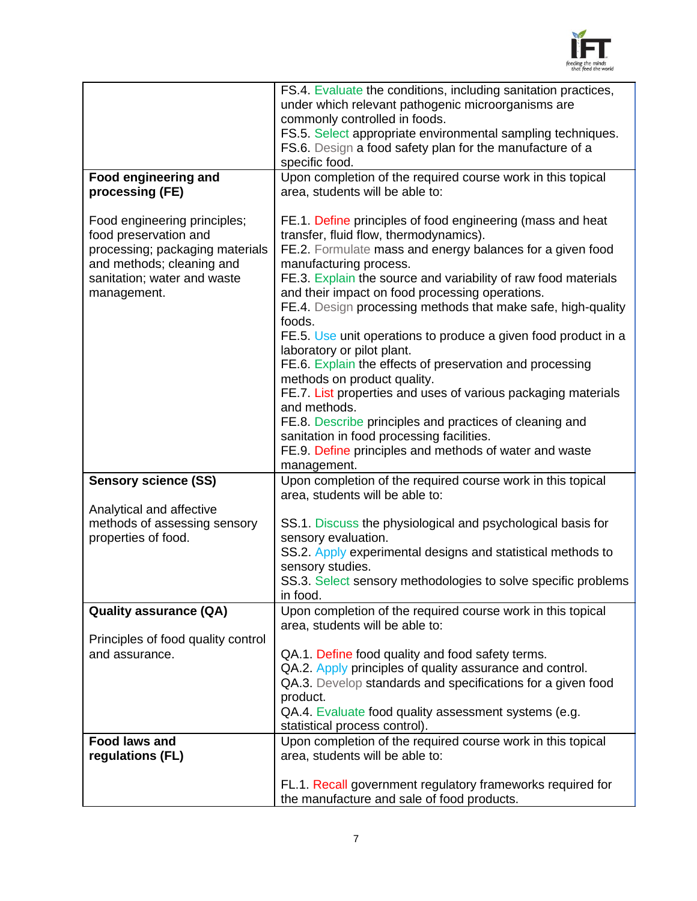| | |
|---|---|
| | FS.4. Evaluate the conditions, including sanitation practices, under which relevant pathogenic microorganisms are commonly controlled in foods.<br>FS.5. Select appropriate environmental sampling techniques.<br>FS.6. Design a food safety plan for the manufacture of a specific food. |
| **Food engineering and processing (FE)**<br><br>Food engineering principles; food preservation and processing; packaging materials and methods; cleaning and sanitation; water and waste management. | Upon completion of the required course work in this topical area, students will be able to:<br><br>FE.1. Define principles of food engineering (mass and heat transfer, fluid flow, thermodynamics).<br>FE.2. Formulate mass and energy balances for a given food manufacturing process.<br>FE.3. Explain the source and variability of raw food materials and their impact on food processing operations.<br>FE.4. Design processing methods that make safe, high-quality foods.<br>FE.5. Use unit operations to produce a given food product in a laboratory or pilot plant.<br>FE.6. Explain the effects of preservation and processing methods on product quality.<br>FE.7. List properties and uses of various packaging materials and methods.<br>FE.8. Describe principles and practices of cleaning and sanitation in food processing facilities.<br>FE.9. Define principles and methods of water and waste management. |
| **Sensory science (SS)**<br><br>Analytical and affective methods of assessing sensory properties of food. | Upon completion of the required course work in this topical area, students will be able to:<br><br>SS.1. Discuss the physiological and psychological basis for sensory evaluation.<br>SS.2. Apply experimental designs and statistical methods to sensory studies.<br>SS.3. Select sensory methodologies to solve specific problems in food. |
| **Quality assurance (QA)**<br><br>Principles of food quality control and assurance. | Upon completion of the required course work in this topical area, students will be able to:<br><br>QA.1. Define food quality and food safety terms.<br>QA.2. Apply principles of quality assurance and control.<br>QA.3. Develop standards and specifications for a given food product.<br>QA.4. Evaluate food quality assessment systems (e.g. statistical process control). |
| **Food laws and regulations (FL)** | Upon completion of the required course work in this topical area, students will be able to:<br><br>FL.1. Recall government regulatory frameworks required for the manufacture and sale of food products. |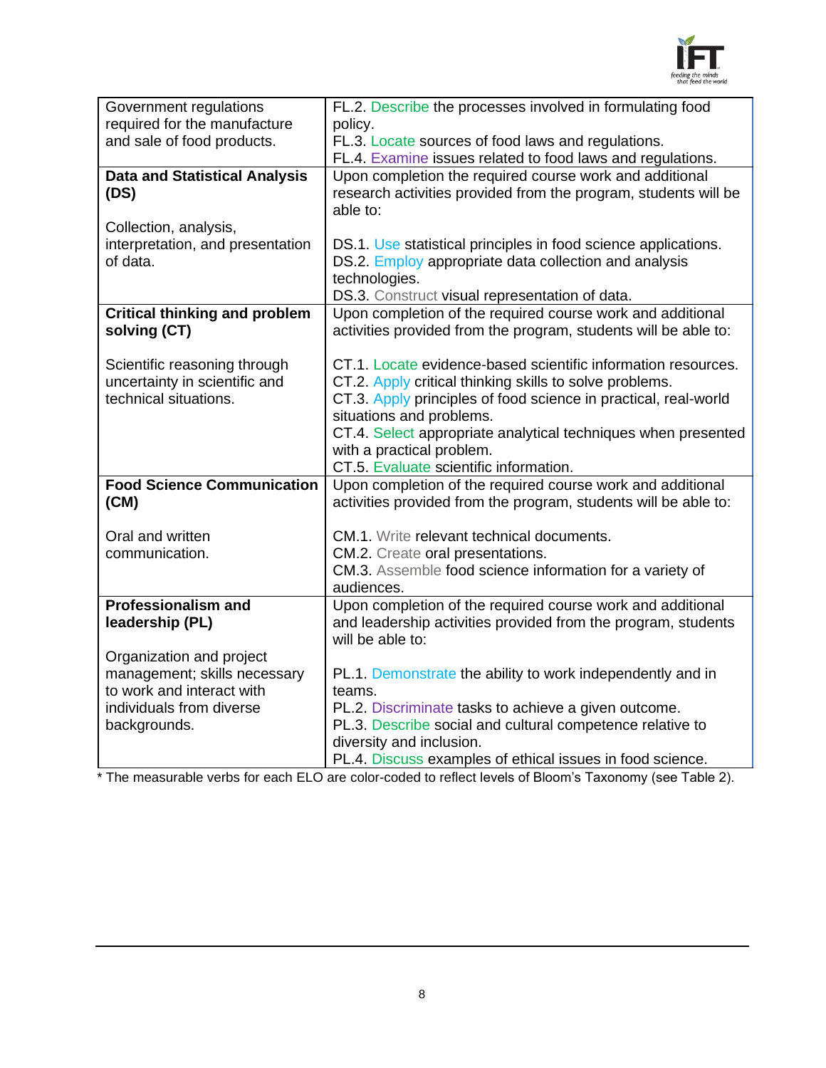| | |
|---|---|
| Government regulations required for the manufacture and sale of food products. | FL.2. Describe the processes involved in formulating food policy.<br>FL.3. Locate sources of food laws and regulations.<br>FL.4. Examine issues related to food laws and regulations. |
| **Data and Statistical Analysis (DS)**<br><br>Collection, analysis, interpretation, and presentation of data. | Upon completion the required course work and additional research activities provided from the program, students will be able to:<br><br>DS.1. Use statistical principles in food science applications.<br>DS.2. Employ appropriate data collection and analysis technologies.<br>DS.3. Construct visual representation of data. |
| **Critical thinking and problem solving (CT)**<br><br>Scientific reasoning through uncertainty in scientific and technical situations. | Upon completion of the required course work and additional activities provided from the program, students will be able to:<br><br>CT.1. Locate evidence-based scientific information resources.<br>CT.2. Apply critical thinking skills to solve problems.<br>CT.3. Apply principles of food science in practical, real-world situations and problems.<br>CT.4. Select appropriate analytical techniques when presented with a practical problem.<br>CT.5. Evaluate scientific information. |
| **Food Science Communication (CM)**<br><br>Oral and written communication. | Upon completion of the required course work and additional activities provided from the program, students will be able to:<br><br>CM.1. Write relevant technical documents.<br>CM.2. Create oral presentations.<br>CM.3. Assemble food science information for a variety of audiences. |
| **Professionalism and leadership (PL)**<br><br>Organization and project management; skills necessary to work and interact with individuals from diverse backgrounds. | Upon completion of the required course work and additional and leadership activities provided from the program, students will be able to:<br><br>PL.1. Demonstrate the ability to work independently and in teams.<br>PL.2. Discriminate tasks to achieve a given outcome.<br>PL.3. Describe social and cultural competence relative to diversity and inclusion.<br>PL.4. Discuss examples of ethical issues in food science. |

* The measurable verbs for each ELO are color-coded to reflect levels of Bloom's Taxonomy (see Table 2).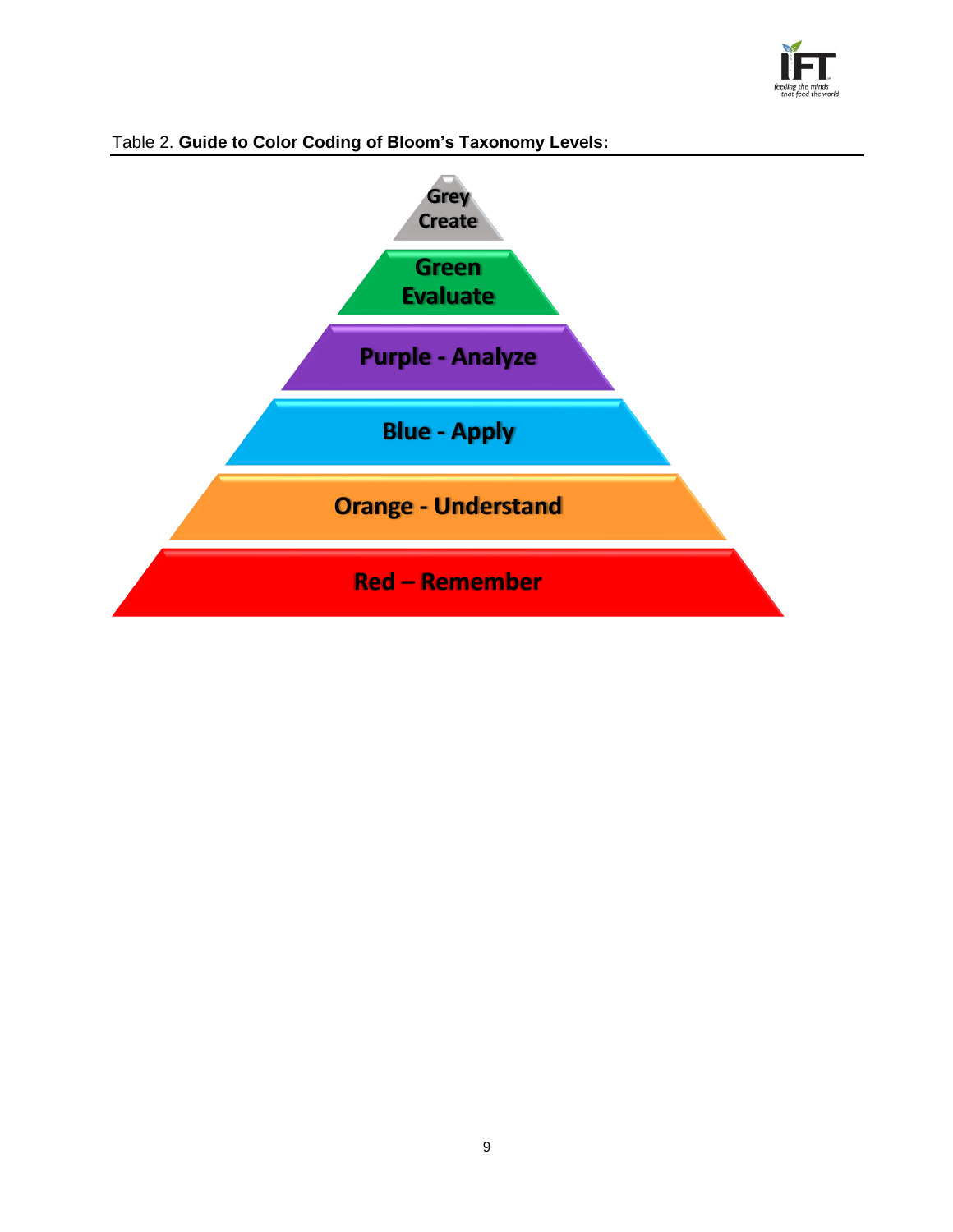Table 2. **Guide to Color Coding of Bloom's Taxonomy Levels:**

Grey
Create

Green
Evaluate

Purple - Analyze

Blue - Apply

Orange - Understand

Red – Remember